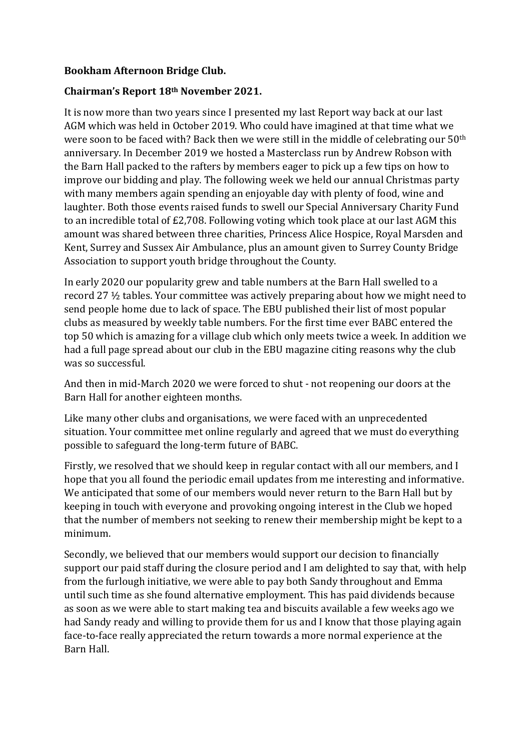**Bookham Afternoon Bridge Club.**

**Chairman's Report 18th November 2021.**

It is now more than two years since I presented my last Report way back at our last AGM which was held in October 2019. Who could have imagined at that time what we were soon to be faced with? Back then we were still in the middle of celebrating our 50th anniversary. In December 2019 we hosted a Masterclass run by Andrew Robson with the Barn Hall packed to the rafters by members eager to pick up a few tips on how to improve our bidding and play. The following week we held our annual Christmas party with many members again spending an enjoyable day with plenty of food, wine and laughter. Both those events raised funds to swell our Special Anniversary Charity Fund to an incredible total of £2,708. Following voting which took place at our last AGM this amount was shared between three charities, Princess Alice Hospice, Royal Marsden and Kent, Surrey and Sussex Air Ambulance, plus an amount given to Surrey County Bridge Association to support youth bridge throughout the County.

In early 2020 our popularity grew and table numbers at the Barn Hall swelled to a record 27 ½ tables. Your committee was actively preparing about how we might need to send people home due to lack of space. The EBU published their list of most popular clubs as measured by weekly table numbers. For the first time ever BABC entered the top 50 which is amazing for a village club which only meets twice a week. In addition we had a full page spread about our club in the EBU magazine citing reasons why the club was so successful.

And then in mid-March 2020 we were forced to shut - not reopening our doors at the Barn Hall for another eighteen months.

Like many other clubs and organisations, we were faced with an unprecedented situation. Your committee met online regularly and agreed that we must do everything possible to safeguard the long-term future of BABC.

Firstly, we resolved that we should keep in regular contact with all our members, and I hope that you all found the periodic email updates from me interesting and informative. We anticipated that some of our members would never return to the Barn Hall but by keeping in touch with everyone and provoking ongoing interest in the Club we hoped that the number of members not seeking to renew their membership might be kept to a minimum.

Secondly, we believed that our members would support our decision to financially support our paid staff during the closure period and I am delighted to say that, with help from the furlough initiative, we were able to pay both Sandy throughout and Emma until such time as she found alternative employment. This has paid dividends because as soon as we were able to start making tea and biscuits available a few weeks ago we had Sandy ready and willing to provide them for us and I know that those playing again face-to-face really appreciated the return towards a more normal experience at the Barn Hall.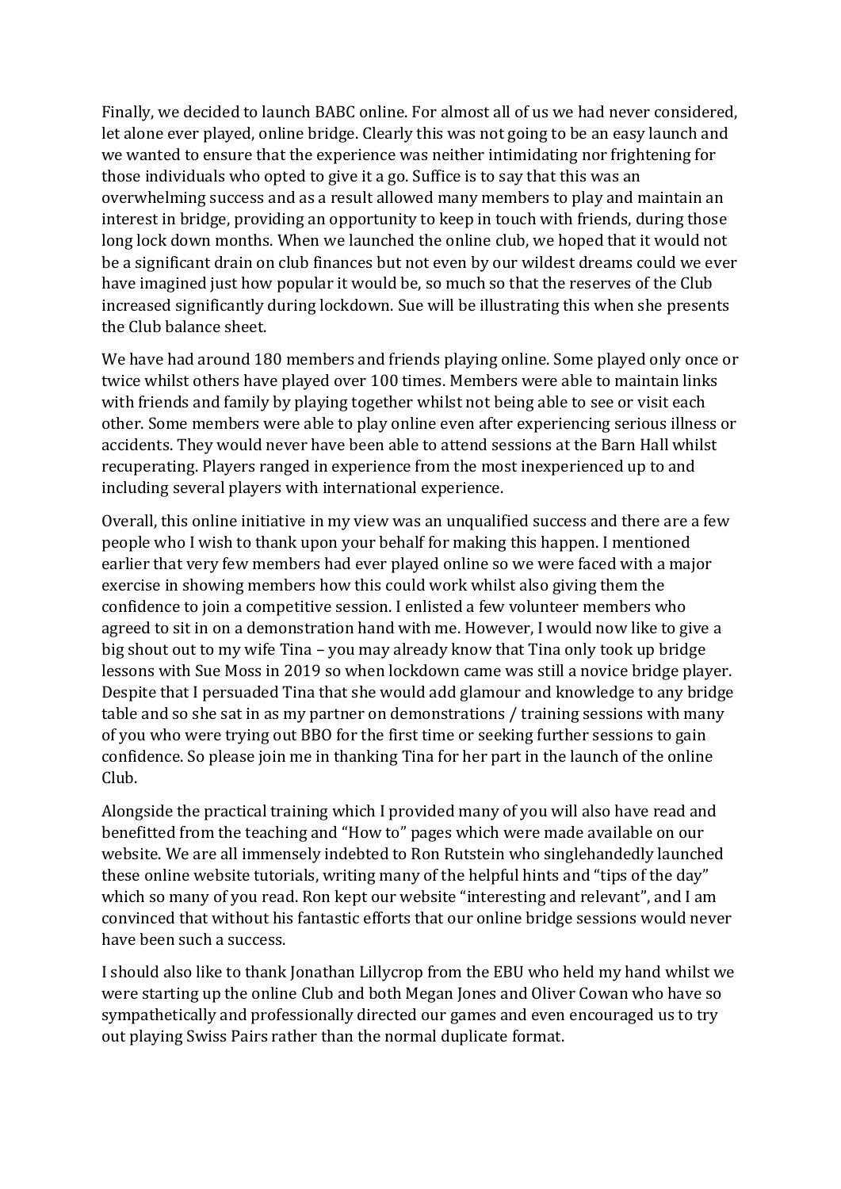Finally, we decided to launch BABC online. For almost all of us we had never considered, let alone ever played, online bridge. Clearly this was not going to be an easy launch and we wanted to ensure that the experience was neither intimidating nor frightening for those individuals who opted to give it a go. Suffice is to say that this was an overwhelming success and as a result allowed many members to play and maintain an interest in bridge, providing an opportunity to keep in touch with friends, during those long lock down months. When we launched the online club, we hoped that it would not be a significant drain on club finances but not even by our wildest dreams could we ever have imagined just how popular it would be, so much so that the reserves of the Club increased significantly during lockdown. Sue will be illustrating this when she presents the Club balance sheet.

We have had around 180 members and friends playing online. Some played only once or twice whilst others have played over 100 times. Members were able to maintain links with friends and family by playing together whilst not being able to see or visit each other. Some members were able to play online even after experiencing serious illness or accidents. They would never have been able to attend sessions at the Barn Hall whilst recuperating. Players ranged in experience from the most inexperienced up to and including several players with international experience.

Overall, this online initiative in my view was an unqualified success and there are a few people who I wish to thank upon your behalf for making this happen. I mentioned earlier that very few members had ever played online so we were faced with a major exercise in showing members how this could work whilst also giving them the confidence to join a competitive session. I enlisted a few volunteer members who agreed to sit in on a demonstration hand with me. However, I would now like to give a big shout out to my wife Tina – you may already know that Tina only took up bridge lessons with Sue Moss in 2019 so when lockdown came was still a novice bridge player. Despite that I persuaded Tina that she would add glamour and knowledge to any bridge table and so she sat in as my partner on demonstrations / training sessions with many of you who were trying out BBO for the first time or seeking further sessions to gain confidence. So please join me in thanking Tina for her part in the launch of the online Club.

Alongside the practical training which I provided many of you will also have read and benefitted from the teaching and "How to" pages which were made available on our website. We are all immensely indebted to Ron Rutstein who singlehandedly launched these online website tutorials, writing many of the helpful hints and "tips of the day" which so many of you read. Ron kept our website "interesting and relevant", and I am convinced that without his fantastic efforts that our online bridge sessions would never have been such a success.

I should also like to thank Jonathan Lillycrop from the EBU who held my hand whilst we were starting up the online Club and both Megan Jones and Oliver Cowan who have so sympathetically and professionally directed our games and even encouraged us to try out playing Swiss Pairs rather than the normal duplicate format.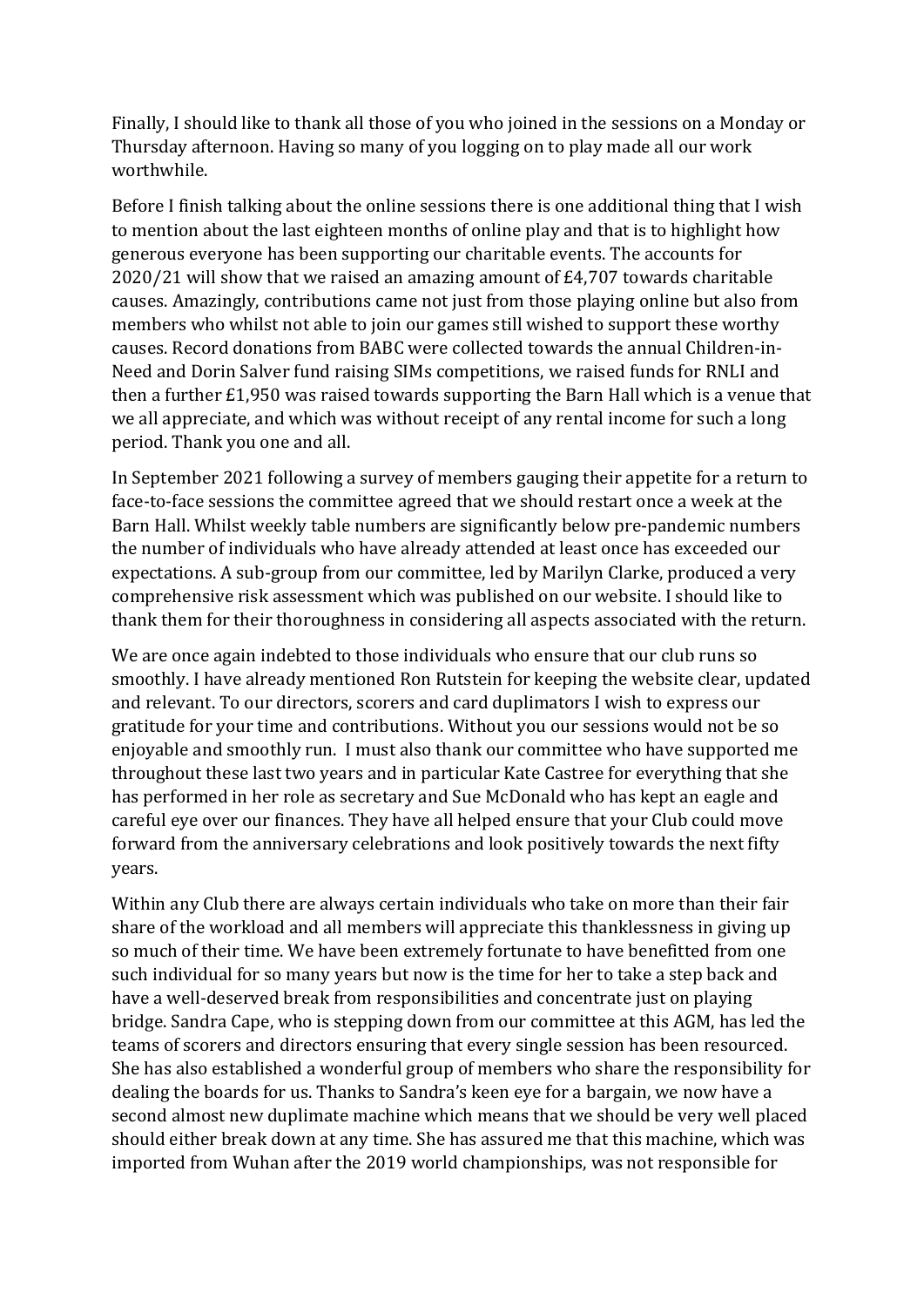Finally, I should like to thank all those of you who joined in the sessions on a Monday or Thursday afternoon. Having so many of you logging on to play made all our work worthwhile.

Before I finish talking about the online sessions there is one additional thing that I wish to mention about the last eighteen months of online play and that is to highlight how generous everyone has been supporting our charitable events. The accounts for 2020/21 will show that we raised an amazing amount of £4,707 towards charitable causes. Amazingly, contributions came not just from those playing online but also from members who whilst not able to join our games still wished to support these worthy causes. Record donations from BABC were collected towards the annual Children-in-Need and Dorin Salver fund raising SIMs competitions, we raised funds for RNLI and then a further £1,950 was raised towards supporting the Barn Hall which is a venue that we all appreciate, and which was without receipt of any rental income for such a long period. Thank you one and all.

In September 2021 following a survey of members gauging their appetite for a return to face-to-face sessions the committee agreed that we should restart once a week at the Barn Hall. Whilst weekly table numbers are significantly below pre-pandemic numbers the number of individuals who have already attended at least once has exceeded our expectations. A sub-group from our committee, led by Marilyn Clarke, produced a very comprehensive risk assessment which was published on our website. I should like to thank them for their thoroughness in considering all aspects associated with the return.

We are once again indebted to those individuals who ensure that our club runs so smoothly. I have already mentioned Ron Rutstein for keeping the website clear, updated and relevant. To our directors, scorers and card duplimators I wish to express our gratitude for your time and contributions. Without you our sessions would not be so enjoyable and smoothly run. I must also thank our committee who have supported me throughout these last two years and in particular Kate Castree for everything that she has performed in her role as secretary and Sue McDonald who has kept an eagle and careful eye over our finances. They have all helped ensure that your Club could move forward from the anniversary celebrations and look positively towards the next fifty years.

Within any Club there are always certain individuals who take on more than their fair share of the workload and all members will appreciate this thanklessness in giving up so much of their time. We have been extremely fortunate to have benefitted from one such individual for so many years but now is the time for her to take a step back and have a well-deserved break from responsibilities and concentrate just on playing bridge. Sandra Cape, who is stepping down from our committee at this AGM, has led the teams of scorers and directors ensuring that every single session has been resourced. She has also established a wonderful group of members who share the responsibility for dealing the boards for us. Thanks to Sandra's keen eye for a bargain, we now have a second almost new duplimate machine which means that we should be very well placed should either break down at any time. She has assured me that this machine, which was imported from Wuhan after the 2019 world championships, was not responsible for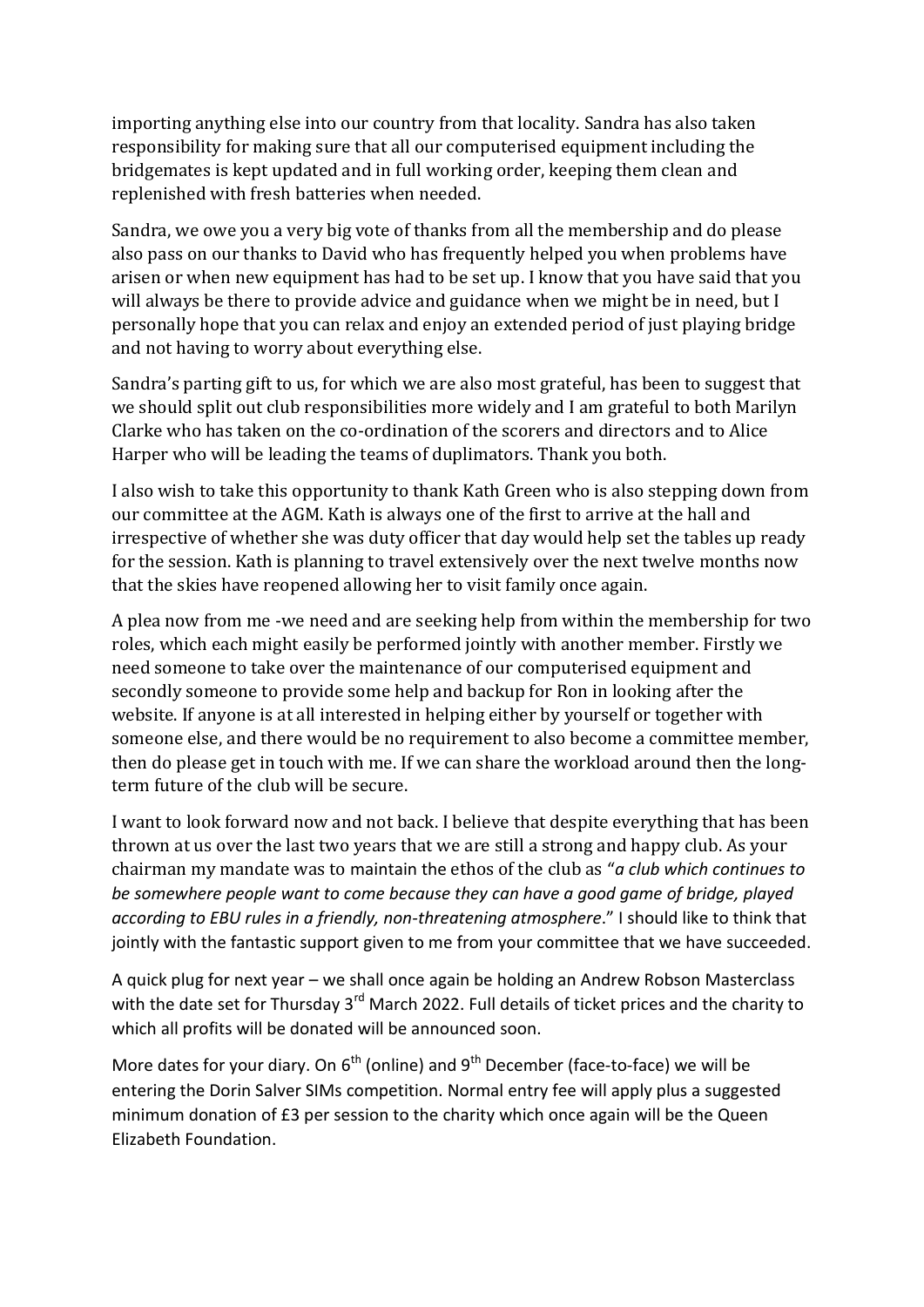importing anything else into our country from that locality. Sandra has also taken responsibility for making sure that all our computerised equipment including the bridgemates is kept updated and in full working order, keeping them clean and replenished with fresh batteries when needed.

Sandra, we owe you a very big vote of thanks from all the membership and do please also pass on our thanks to David who has frequently helped you when problems have arisen or when new equipment has had to be set up. I know that you have said that you will always be there to provide advice and guidance when we might be in need, but I personally hope that you can relax and enjoy an extended period of just playing bridge and not having to worry about everything else.

Sandra's parting gift to us, for which we are also most grateful, has been to suggest that we should split out club responsibilities more widely and I am grateful to both Marilyn Clarke who has taken on the co-ordination of the scorers and directors and to Alice Harper who will be leading the teams of duplimators. Thank you both.

I also wish to take this opportunity to thank Kath Green who is also stepping down from our committee at the AGM. Kath is always one of the first to arrive at the hall and irrespective of whether she was duty officer that day would help set the tables up ready for the session. Kath is planning to travel extensively over the next twelve months now that the skies have reopened allowing her to visit family once again.

A plea now from me -we need and are seeking help from within the membership for two roles, which each might easily be performed jointly with another member. Firstly we need someone to take over the maintenance of our computerised equipment and secondly someone to provide some help and backup for Ron in looking after the website. If anyone is at all interested in helping either by yourself or together with someone else, and there would be no requirement to also become a committee member, then do please get in touch with me. If we can share the workload around then the long-term future of the club will be secure.

I want to look forward now and not back. I believe that despite everything that has been thrown at us over the last two years that we are still a strong and happy club. As your chairman my mandate was to maintain the ethos of the club as "*a club which continues to be somewhere people want to come because they can have a good game of bridge, played according to EBU rules in a friendly, non-threatening atmosphere*." I should like to think that jointly with the fantastic support given to me from your committee that we have succeeded.

A quick plug for next year – we shall once again be holding an Andrew Robson Masterclass with the date set for Thursday 3rd March 2022. Full details of ticket prices and the charity to which all profits will be donated will be announced soon.

More dates for your diary. On 6th (online) and 9th December (face-to-face) we will be entering the Dorin Salver SIMs competition. Normal entry fee will apply plus a suggested minimum donation of £3 per session to the charity which once again will be the Queen Elizabeth Foundation.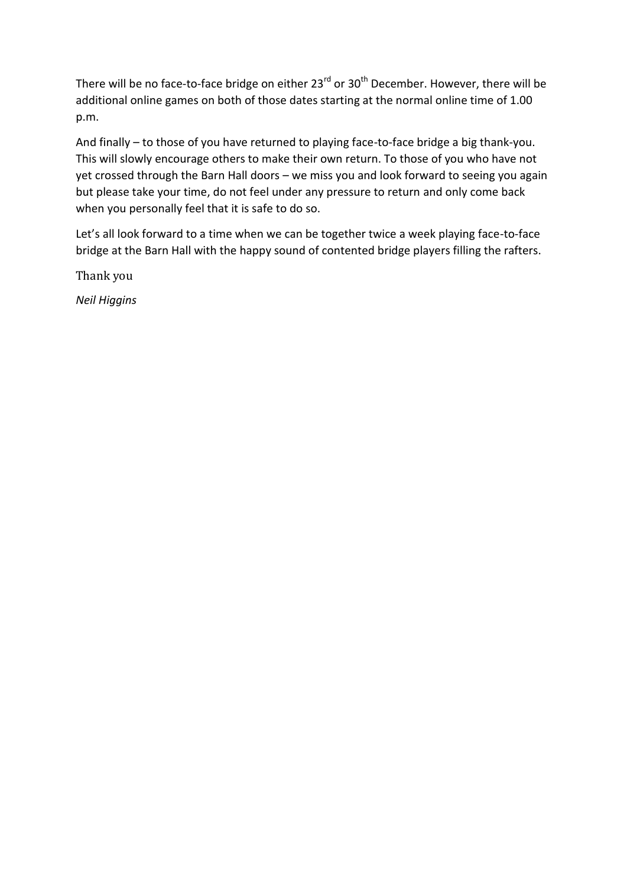There will be no face-to-face bridge on either 23rd or 30th December. However, there will be additional online games on both of those dates starting at the normal online time of 1.00 p.m.

And finally – to those of you have returned to playing face-to-face bridge a big thank-you. This will slowly encourage others to make their own return. To those of you who have not yet crossed through the Barn Hall doors – we miss you and look forward to seeing you again but please take your time, do not feel under any pressure to return and only come back when you personally feel that it is safe to do so.

Let's all look forward to a time when we can be together twice a week playing face-to-face bridge at the Barn Hall with the happy sound of contented bridge players filling the rafters.

Thank you

*Neil Higgins*